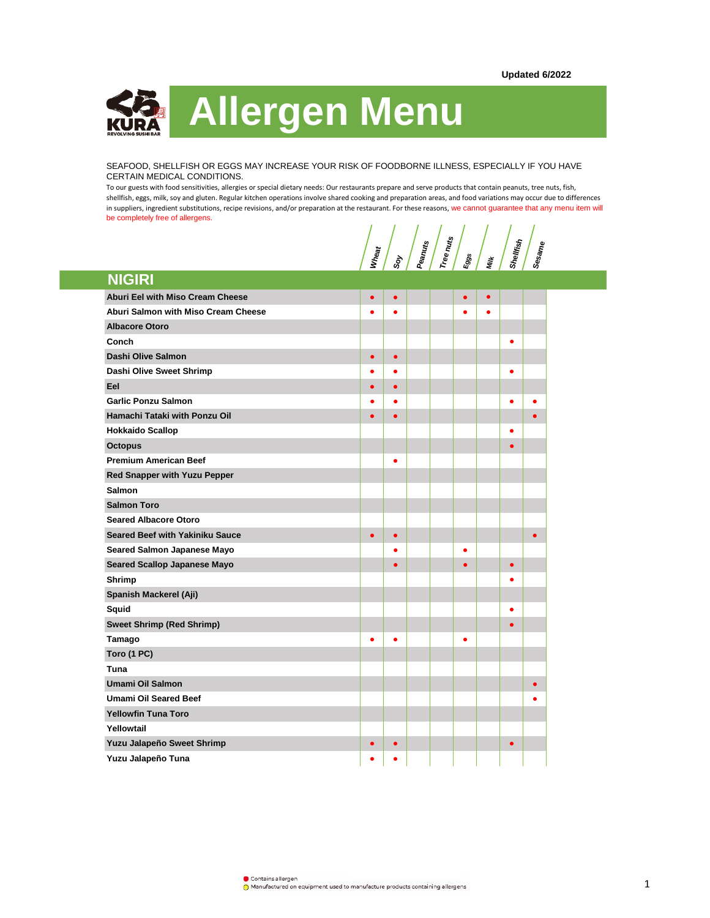Updated 6/2022

# Allergen Menu

SEAFOOD, SHELLFISH OR EGGS MAY INCREASE YOUR RISK OF FOODBORNE ILLNESS, ESPECIALLY IF YOU HAVE CERTAIN MEDICAL CONDITIONS.

To our guests with food sensitivities, allergies or special dietary needs: Our restaurants prepare and serve products that contain peanuts, tree nuts, fish, shellfish, eggs, milk, soy and gluten. Regular kitchen operations involve shared cooking and preparation areas, and food variations may occur due to differences in suppliers, ingredient substitutions, recipe revisions, and/or preparation at the restaurant. For these reasons, we cannot guarantee that any menu item will be completely free of allergens.

## NIGIRI

| Item | Wheat | Soy | Peanuts | Tree nuts | Eggs | Milk | Shellfish | Sesame |
|---|---|---|---|---|---|---|---|---|
| Aburi Eel with Miso Cream Cheese | ● | ● | | | ● | ● | | |
| Aburi Salmon with Miso Cream Cheese | ● | ● | | | ● | ● | | |
| Albacore Otoro | | | | | | | | |
| Conch | | | | | | | ● | |
| Dashi Olive Salmon | ● | ● | | | | | | |
| Dashi Olive Sweet Shrimp | ● | ● | | | | | ● | |
| Eel | ● | ● | | | | | | |
| Garlic Ponzu Salmon | ● | ● | | | | | ● | ● |
| Hamachi Tataki with Ponzu Oil | ● | ● | | | | | | ● |
| Hokkaido Scallop | | | | | | | ● | |
| Octopus | | | | | | | ● | |
| Premium American Beef | | ● | | | | | | |
| Red Snapper with Yuzu Pepper | | | | | | | | |
| Salmon | | | | | | | | |
| Salmon Toro | | | | | | | | |
| Seared Albacore Otoro | | | | | | | | |
| Seared Beef with Yakiniku Sauce | ● | ● | | | | | | ● |
| Seared Salmon Japanese Mayo | | ● | | | ● | | | |
| Seared Scallop Japanese Mayo | | ● | | | ● | | ● | |
| Shrimp | | | | | | | ● | |
| Spanish Mackerel (Aji) | | | | | | | | |
| Squid | | | | | | | ● | |
| Sweet Shrimp (Red Shrimp) | | | | | | | ● | |
| Tamago | ● | ● | | | ● | | | |
| Toro (1 PC) | | | | | | | | |
| Tuna | | | | | | | | |
| Umami Oil Salmon | | | | | | | | ● |
| Umami Oil Seared Beef | | | | | | | | ● |
| Yellowfin Tuna Toro | | | | | | | | |
| Yellowtail | | | | | | | | |
| Yuzu Jalapeño Sweet Shrimp | ● | ● | | | | | ● | |
| Yuzu Jalapeño Tuna | ● | ● | | | | | | |

● Contains allergen
○ Manufactured on equipment used to manufacture products containing allergens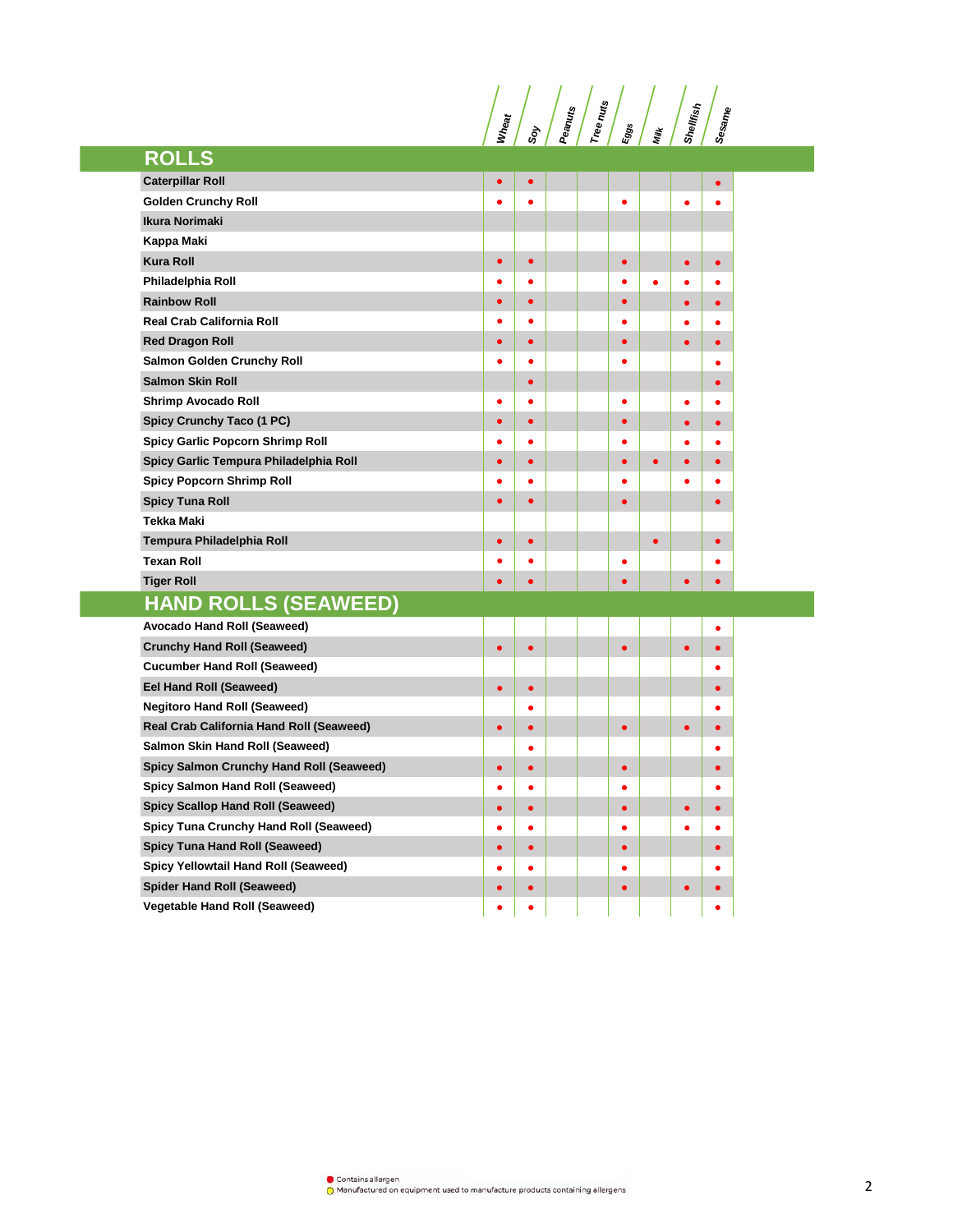| | Wheat | Soy | Peanuts | Tree nuts | Eggs | Milk | Shellfish | Sesame |
|---|---|---|---|---|---|---|---|---|
| **ROLLS** | | | | | | | | |
| Caterpillar Roll | ● | ● | | | | | | ● |
| Golden Crunchy Roll | ● | ● | | | ● | | ● | ● |
| Ikura Norimaki | | | | | | | | |
| Kappa Maki | | | | | | | | |
| Kura Roll | ● | ● | | | ● | | ● | ● |
| Philadelphia Roll | ● | ● | | | ● | ● | ● | ● |
| Rainbow Roll | ● | ● | | | ● | | ● | ● |
| Real Crab California Roll | ● | ● | | | ● | | ● | ● |
| Red Dragon Roll | ● | ● | | | ● | | ● | ● |
| Salmon Golden Crunchy Roll | ● | ● | | | ● | | | ● |
| Salmon Skin Roll | | ● | | | | | | ● |
| Shrimp Avocado Roll | ● | ● | | | ● | | ● | ● |
| Spicy Crunchy Taco (1 PC) | ● | ● | | | ● | | ● | ● |
| Spicy Garlic Popcorn Shrimp Roll | ● | ● | | | ● | | ● | ● |
| Spicy Garlic Tempura Philadelphia Roll | ● | ● | | | ● | ● | ● | ● |
| Spicy Popcorn Shrimp Roll | ● | ● | | | ● | | ● | ● |
| Spicy Tuna Roll | ● | ● | | | ● | | | ● |
| Tekka Maki | | | | | | | | |
| Tempura Philadelphia Roll | ● | ● | | | | ● | | ● |
| Texan Roll | ● | ● | | | ● | | | ● |
| Tiger Roll | ● | ● | | | ● | | ● | ● |
| **HAND ROLLS (SEAWEED)** | | | | | | | | |
| Avocado Hand Roll (Seaweed) | | | | | | | | ● |
| Crunchy Hand Roll (Seaweed) | ● | ● | | | ● | | ● | ● |
| Cucumber Hand Roll (Seaweed) | | | | | | | | ● |
| Eel Hand Roll (Seaweed) | ● | ● | | | | | | ● |
| Negitoro Hand Roll (Seaweed) | | ● | | | | | | ● |
| Real Crab California Hand Roll (Seaweed) | ● | ● | | | ● | | ● | ● |
| Salmon Skin Hand Roll (Seaweed) | | ● | | | | | | ● |
| Spicy Salmon Crunchy Hand Roll (Seaweed) | ● | ● | | | ● | | | ● |
| Spicy Salmon Hand Roll (Seaweed) | ● | ● | | | ● | | | ● |
| Spicy Scallop Hand Roll (Seaweed) | ● | ● | | | ● | | ● | ● |
| Spicy Tuna Crunchy Hand Roll (Seaweed) | ● | ● | | | ● | | ● | ● |
| Spicy Tuna Hand Roll (Seaweed) | ● | ● | | | ● | | | ● |
| Spicy Yellowtail Hand Roll (Seaweed) | ● | ● | | | ● | | | ● |
| Spider Hand Roll (Seaweed) | ● | ● | | | ● | | ● | ● |
| Vegetable Hand Roll (Seaweed) | ● | ● | | | | | | ● |

● Contains allergen
○ Manufactured on equipment used to manufacture products containing allergens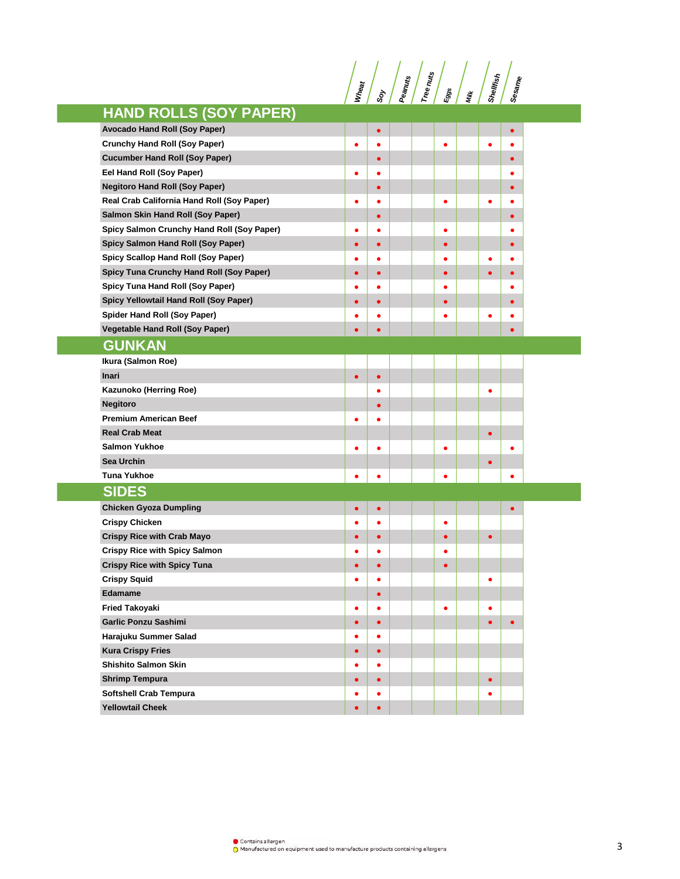| | Wheat | Soy | Peanuts | Tree nuts | Eggs | Milk | Shellfish | Sesame |
|---|---|---|---|---|---|---|---|---|
| **HAND ROLLS (SOY PAPER)** | | | | | | | | |
| Avocado Hand Roll (Soy Paper) | | ● | | | | | | ● |
| Crunchy Hand Roll (Soy Paper) | ● | ● | | | ● | | ● | ● |
| Cucumber Hand Roll (Soy Paper) | | ● | | | | | | ● |
| Eel Hand Roll (Soy Paper) | ● | ● | | | | | | ● |
| Negitoro Hand Roll (Soy Paper) | | ● | | | | | | ● |
| Real Crab California Hand Roll (Soy Paper) | ● | ● | | | ● | | ● | ● |
| Salmon Skin Hand Roll (Soy Paper) | | ● | | | | | | ● |
| Spicy Salmon Crunchy Hand Roll (Soy Paper) | ● | ● | | | ● | | | ● |
| Spicy Salmon Hand Roll (Soy Paper) | ● | ● | | | ● | | | ● |
| Spicy Scallop Hand Roll (Soy Paper) | ● | ● | | | ● | | ● | ● |
| Spicy Tuna Crunchy Hand Roll (Soy Paper) | ● | ● | | | ● | | ● | ● |
| Spicy Tuna Hand Roll (Soy Paper) | ● | ● | | | ● | | | ● |
| Spicy Yellowtail Hand Roll (Soy Paper) | ● | ● | | | ● | | | ● |
| Spider Hand Roll (Soy Paper) | ● | ● | | | ● | | ● | ● |
| Vegetable Hand Roll (Soy Paper) | ● | ● | | | | | | ● |
| **GUNKAN** | | | | | | | | |
| Ikura (Salmon Roe) | | | | | | | | |
| Inari | ● | ● | | | | | | |
| Kazunoko (Herring Roe) | | ● | | | | | ● | |
| Negitoro | | ● | | | | | | |
| Premium American Beef | ● | ● | | | | | | |
| Real Crab Meat | | | | | | | ● | |
| Salmon Yukhoe | ● | ● | | | ● | | | ● |
| Sea Urchin | | | | | | | ● | |
| Tuna Yukhoe | ● | ● | | | ● | | | ● |
| **SIDES** | | | | | | | | |
| Chicken Gyoza Dumpling | ● | ● | | | | | | ● |
| Crispy Chicken | ● | ● | | | ● | | | |
| Crispy Rice with Crab Mayo | ● | ● | | | ● | | ● | |
| Crispy Rice with Spicy Salmon | ● | ● | | | ● | | | |
| Crispy Rice with Spicy Tuna | ● | ● | | | ● | | | |
| Crispy Squid | ● | ● | | | | | ● | |
| Edamame | | ● | | | | | | |
| Fried Takoyaki | ● | ● | | | ● | | ● | |
| Garlic Ponzu Sashimi | ● | ● | | | | | ● | ● |
| Harajuku Summer Salad | ● | ● | | | | | | |
| Kura Crispy Fries | ● | ● | | | | | | |
| Shishito Salmon Skin | ● | ● | | | | | | |
| Shrimp Tempura | ● | ● | | | | | ● | |
| Softshell Crab Tempura | ● | ● | | | | | ● | |
| Yellowtail Cheek | ● | ● | | | | | | |

● Contains allergen
○ Manufactured on equipment used to manufacture products containing allergens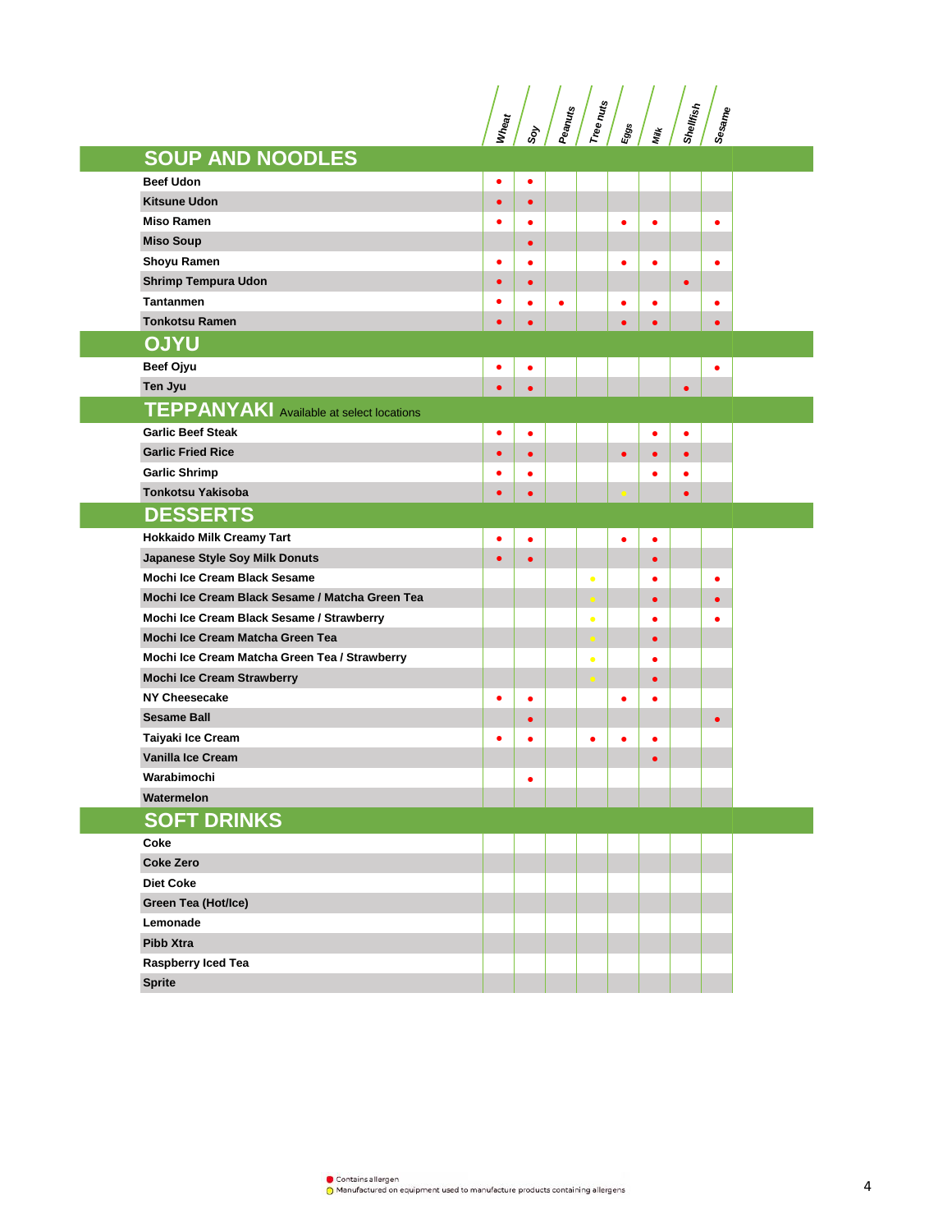## SOUP AND NOODLES

| | Wheat | Soy | Peanuts | Tree nuts | Eggs | Milk | Shellfish | Sesame |
|---|---|---|---|---|---|---|---|---|
| Beef Udon | ● | ● | | | | | | |
| Kitsune Udon | ● | ● | | | | | | |
| Miso Ramen | ● | ● | | | ● | ● | | ● |
| Miso Soup | | ● | | | | | | |
| Shoyu Ramen | ● | ● | | | ● | ● | | ● |
| Shrimp Tempura Udon | ● | ● | | | | | ● | |
| Tantanmen | ● | ● | ● | | ● | ● | | ● |
| Tonkotsu Ramen | ● | ● | | | ● | ● | | ● |

## OJYU

| | Wheat | Soy | Peanuts | Tree nuts | Eggs | Milk | Shellfish | Sesame |
|---|---|---|---|---|---|---|---|---|
| Beef Ojyu | ● | ● | | | | | | ● |
| Ten Jyu | ● | ● | | | | | ● | |

## TEPPANYAKI Available at select locations

| | Wheat | Soy | Peanuts | Tree nuts | Eggs | Milk | Shellfish | Sesame |
|---|---|---|---|---|---|---|---|---|
| Garlic Beef Steak | ● | ● | | | | ● | ● | |
| Garlic Fried Rice | ● | ● | | | ● | ● | ● | |
| Garlic Shrimp | ● | ● | | | | ● | ● | |
| Tonkotsu Yakisoba | ● | ● | | | ○ | | ● | |

## DESSERTS

| | Wheat | Soy | Peanuts | Tree nuts | Eggs | Milk | Shellfish | Sesame |
|---|---|---|---|---|---|---|---|---|
| Hokkaido Milk Creamy Tart | ● | ● | | | ● | ● | | |
| Japanese Style Soy Milk Donuts | ● | ● | | | | ● | | |
| Mochi Ice Cream Black Sesame | | | | ○ | | ● | | ● |
| Mochi Ice Cream Black Sesame / Matcha Green Tea | | | | ○ | | ● | | ● |
| Mochi Ice Cream Black Sesame / Strawberry | | | | ○ | | ● | | ● |
| Mochi Ice Cream Matcha Green Tea | | | | ○ | | ● | | |
| Mochi Ice Cream Matcha Green Tea / Strawberry | | | | ○ | | ● | | |
| Mochi Ice Cream Strawberry | | | | ○ | | ● | | |
| NY Cheesecake | ● | ● | | | ● | ● | | |
| Sesame Ball | | ● | | | | | | ● |
| Taiyaki Ice Cream | ● | ● | | ● | ● | ● | | |
| Vanilla Ice Cream | | | | | | ● | | |
| Warabimochi | | ● | | | | | | |
| Watermelon | | | | | | | | |

## SOFT DRINKS

| | Wheat | Soy | Peanuts | Tree nuts | Eggs | Milk | Shellfish | Sesame |
|---|---|---|---|---|---|---|---|---|
| Coke | | | | | | | | |
| Coke Zero | | | | | | | | |
| Diet Coke | | | | | | | | |
| Green Tea (Hot/Ice) | | | | | | | | |
| Lemonade | | | | | | | | |
| Pibb Xtra | | | | | | | | |
| Raspberry Iced Tea | | | | | | | | |
| Sprite | | | | | | | | |

● Contains allergen
○ Manufactured on equipment used to manufacture products containing allergens